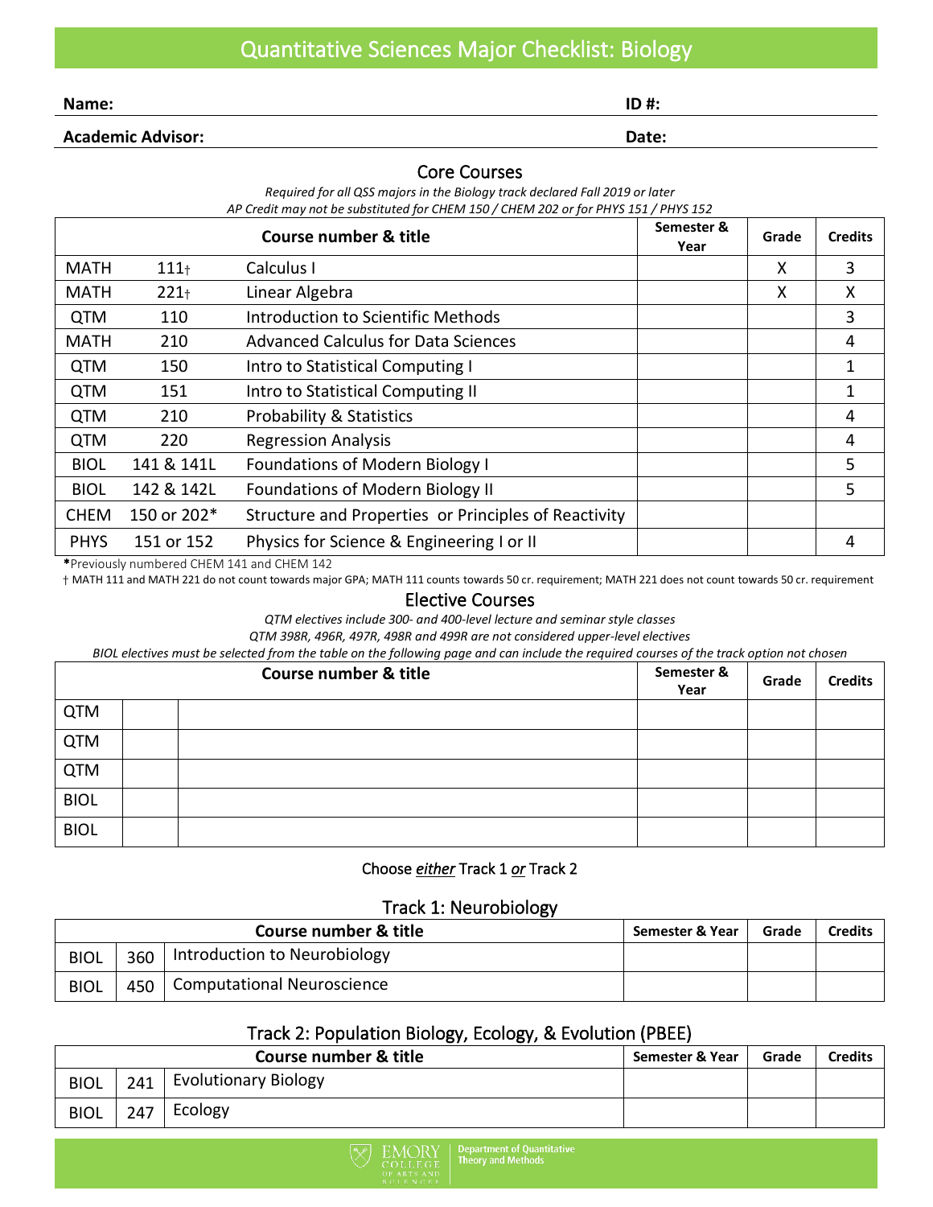# Quantitative Sciences Major Checklist: Biology

**Name:** **ID #:**

**Academic Advisor:** **Date:**

## Core Courses

*Required for all QSS majors in the Biology track declared Fall 2019 or later*

*AP Credit may not be substituted for CHEM 150 / CHEM 202 or for PHYS 151 / PHYS 152*

| Course number & title | | | Semester & Year | Grade | Credits |
|---|---|---|---|---|---|
| MATH | 111† | Calculus I | | X | 3 |
| MATH | 221† | Linear Algebra | | X | X |
| QTM | 110 | Introduction to Scientific Methods | | | 3 |
| MATH | 210 | Advanced Calculus for Data Sciences | | | 4 |
| QTM | 150 | Intro to Statistical Computing I | | | 1 |
| QTM | 151 | Intro to Statistical Computing II | | | 1 |
| QTM | 210 | Probability & Statistics | | | 4 |
| QTM | 220 | Regression Analysis | | | 4 |
| BIOL | 141 & 141L | Foundations of Modern Biology I | | | 5 |
| BIOL | 142 & 142L | Foundations of Modern Biology II | | | 5 |
| CHEM | 150 or 202* | Structure and Properties or Principles of Reactivity | | | |
| PHYS | 151 or 152 | Physics for Science & Engineering I or II | | | 4 |

*Previously numbered CHEM 141 and CHEM 142

† MATH 111 and MATH 221 do not count towards major GPA; MATH 111 counts towards 50 cr. requirement; MATH 221 does not count towards 50 cr. requirement

## Elective Courses

*QTM electives include 300- and 400-level lecture and seminar style classes*

*QTM 398R, 496R, 497R, 498R and 499R are not considered upper-level electives*

*BIOL electives must be selected from the table on the following page and can include the required courses of the track option not chosen*

| Course number & title | | | Semester & Year | Grade | Credits |
|---|---|---|---|---|---|
| QTM | | | | | |
| QTM | | | | | |
| QTM | | | | | |
| BIOL | | | | | |
| BIOL | | | | | |

Choose *either* Track 1 *or* Track 2

## Track 1: Neurobiology

| Course number & title | | | Semester & Year | Grade | Credits |
|---|---|---|---|---|---|
| BIOL | 360 | Introduction to Neurobiology | | | |
| BIOL | 450 | Computational Neuroscience | | | |

## Track 2: Population Biology, Ecology, & Evolution (PBEE)

| Course number & title | | | Semester & Year | Grade | Credits |
|---|---|---|---|---|---|
| BIOL | 241 | Evolutionary Biology | | | |
| BIOL | 247 | Ecology | | | |

Emory College of Arts and Sciences | Department of Quantitative Theory and Methods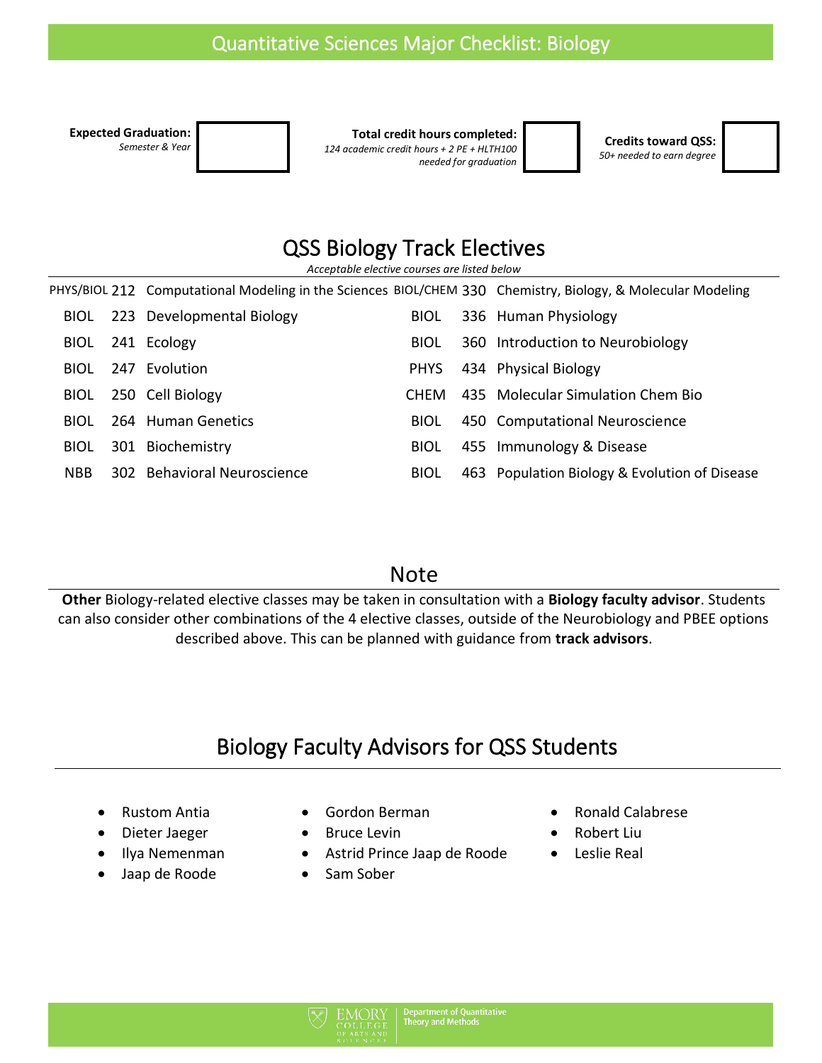# Quantitative Sciences Major Checklist: Biology

**Expected Graduation:** *Semester & Year*

**Total credit hours completed:** *124 academic credit hours + 2 PE + HLTH100 needed for graduation*

**Credits toward QSS:** *50+ needed to earn degree*

## QSS Biology Track Electives

*Acceptable elective courses are listed below*

| | | | | | |
|---|---|---|---|---|---|
| PHYS/BIOL | 212 | Computational Modeling in the Sciences | BIOL/CHEM | 330 | Chemistry, Biology, & Molecular Modeling |
| BIOL | 223 | Developmental Biology | BIOL | 336 | Human Physiology |
| BIOL | 241 | Ecology | BIOL | 360 | Introduction to Neurobiology |
| BIOL | 247 | Evolution | PHYS | 434 | Physical Biology |
| BIOL | 250 | Cell Biology | CHEM | 435 | Molecular Simulation Chem Bio |
| BIOL | 264 | Human Genetics | BIOL | 450 | Computational Neuroscience |
| BIOL | 301 | Biochemistry | BIOL | 455 | Immunology & Disease |
| NBB | 302 | Behavioral Neuroscience | BIOL | 463 | Population Biology & Evolution of Disease |

## Note

**Other** Biology-related elective classes may be taken in consultation with a **Biology faculty advisor**. Students can also consider other combinations of the 4 elective classes, outside of the Neurobiology and PBEE options described above. This can be planned with guidance from **track advisors**.

## Biology Faculty Advisors for QSS Students

- Rustom Antia
- Dieter Jaeger
- Ilya Nemenman
- Jaap de Roode
- Gordon Berman
- Bruce Levin
- Astrid Prince Jaap de Roode
- Sam Sober
- Ronald Calabrese
- Robert Liu
- Leslie Real

Emory College of Arts and Sciences | Department of Quantitative Theory and Methods